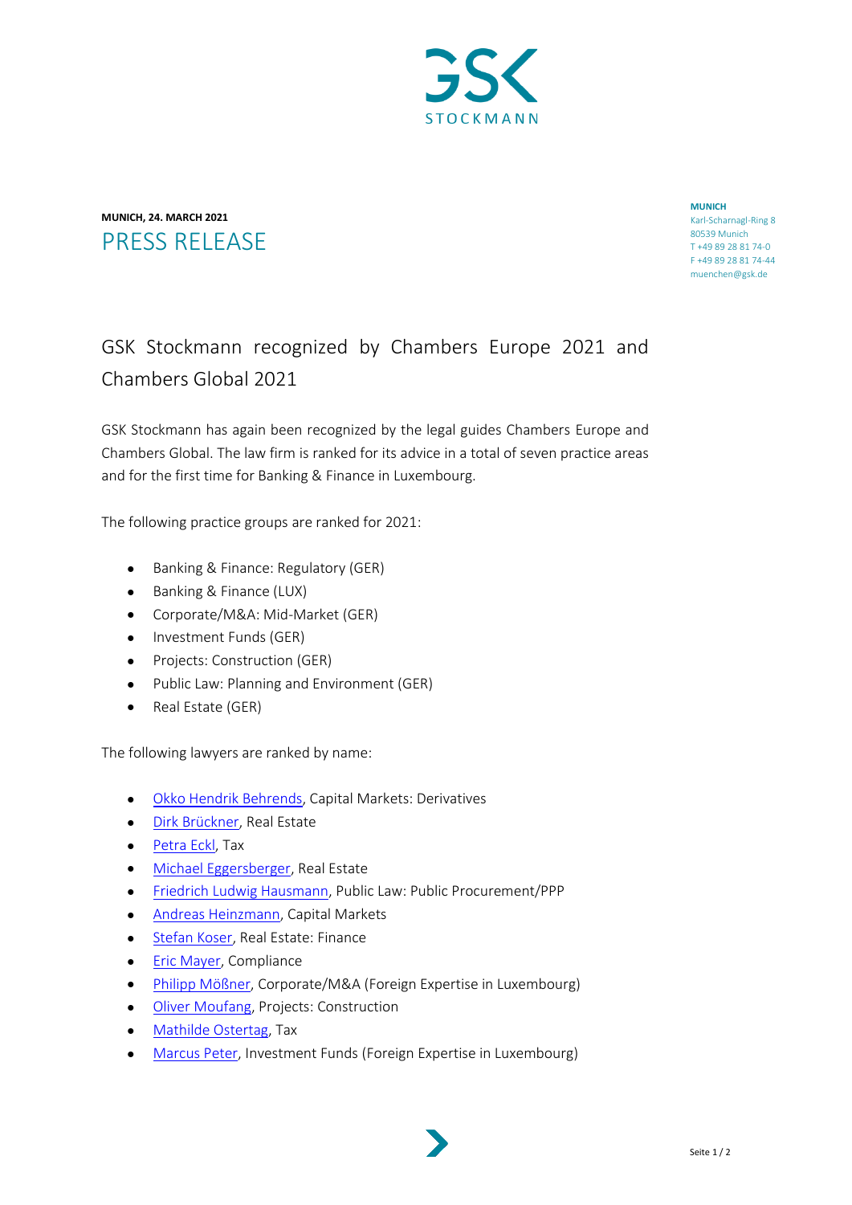**MUNICH, 24. MARCH 2021**

# PRESS RELEASE

**MUNICH**
Karl-Scharnagl-Ring 8
80539 Munich
T +49 89 28 81 74-0
F +49 89 28 81 74-44
muenchen@gsk.de

## GSK Stockmann recognized by Chambers Europe 2021 and Chambers Global 2021

GSK Stockmann has again been recognized by the legal guides Chambers Europe and Chambers Global. The law firm is ranked for its advice in a total of seven practice areas and for the first time for Banking & Finance in Luxembourg.

The following practice groups are ranked for 2021:

- Banking & Finance: Regulatory (GER)
- Banking & Finance (LUX)
- Corporate/M&A: Mid-Market (GER)
- Investment Funds (GER)
- Projects: Construction (GER)
- Public Law: Planning and Environment (GER)
- Real Estate (GER)

The following lawyers are ranked by name:

- Okko Hendrik Behrends, Capital Markets: Derivatives
- Dirk Brückner, Real Estate
- Petra Eckl, Tax
- Michael Eggersberger, Real Estate
- Friedrich Ludwig Hausmann, Public Law: Public Procurement/PPP
- Andreas Heinzmann, Capital Markets
- Stefan Koser, Real Estate: Finance
- Eric Mayer, Compliance
- Philipp Mößner, Corporate/M&A (Foreign Expertise in Luxembourg)
- Oliver Moufang, Projects: Construction
- Mathilde Ostertag, Tax
- Marcus Peter, Investment Funds (Foreign Expertise in Luxembourg)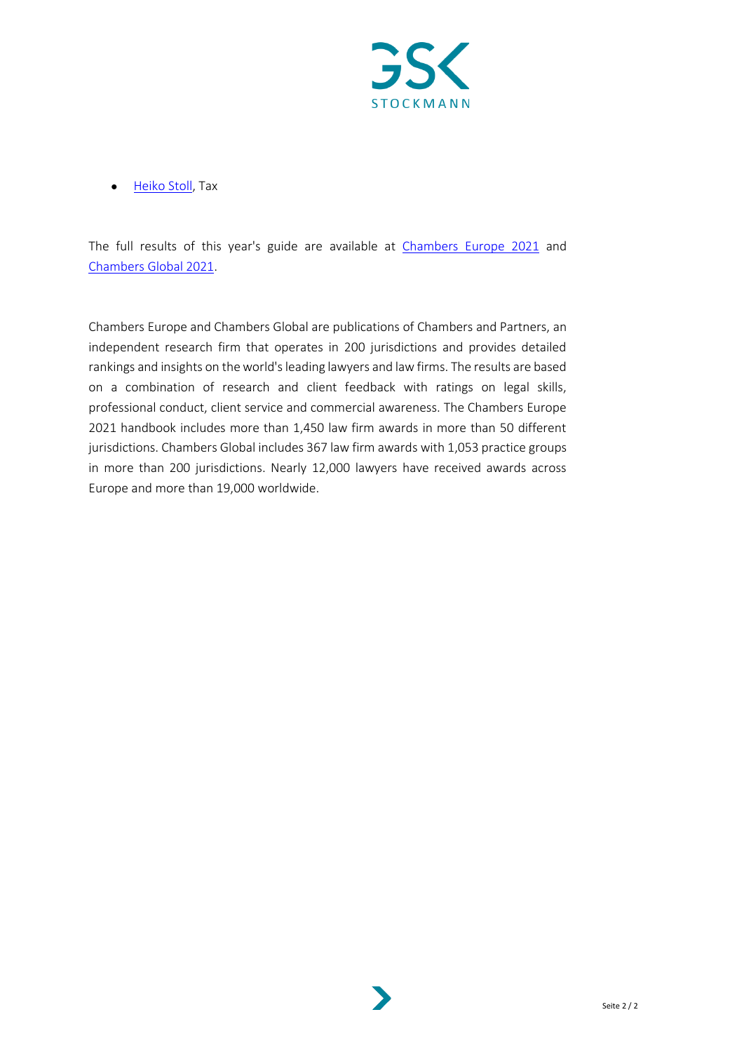- Heiko Stoll, Tax

The full results of this year's guide are available at Chambers Europe 2021 and Chambers Global 2021.

Chambers Europe and Chambers Global are publications of Chambers and Partners, an independent research firm that operates in 200 jurisdictions and provides detailed rankings and insights on the world's leading lawyers and law firms. The results are based on a combination of research and client feedback with ratings on legal skills, professional conduct, client service and commercial awareness. The Chambers Europe 2021 handbook includes more than 1,450 law firm awards in more than 50 different jurisdictions. Chambers Global includes 367 law firm awards with 1,053 practice groups in more than 200 jurisdictions. Nearly 12,000 lawyers have received awards across Europe and more than 19,000 worldwide.